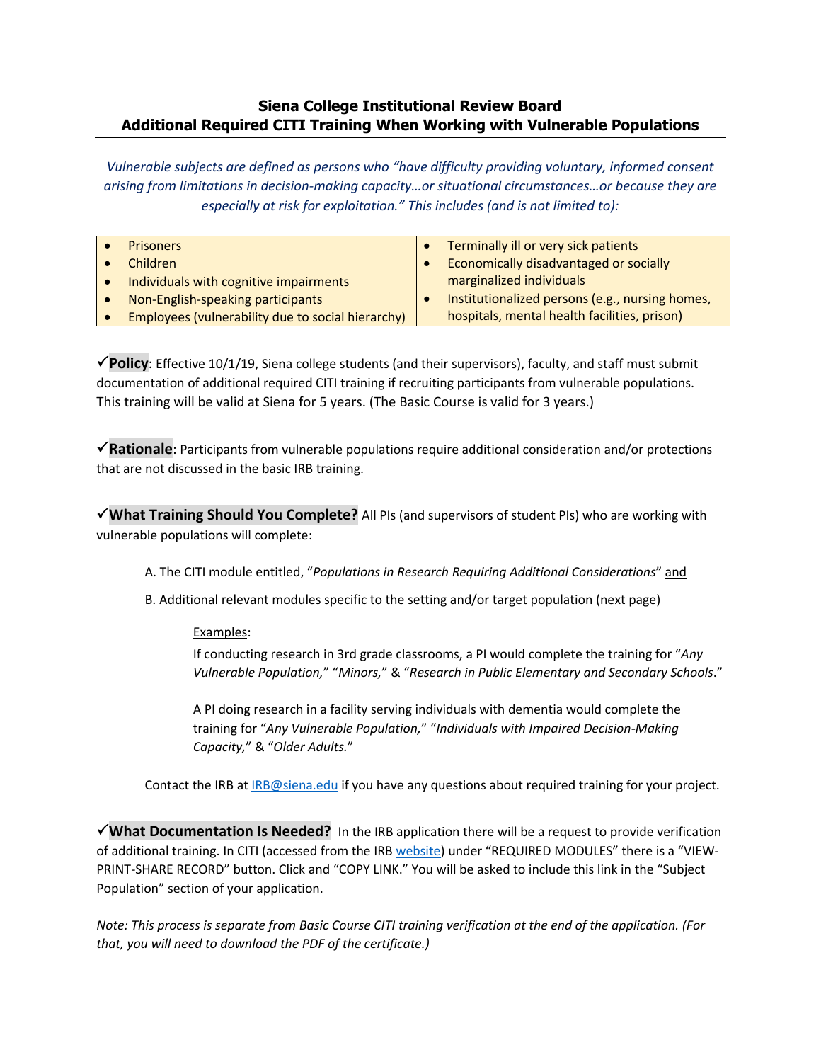# Siena College Institutional Review Board
## Additional Required CITI Training When Working with Vulnerable Populations

*Vulnerable subjects are defined as persons who "have difficulty providing voluntary, informed consent arising from limitations in decision-making capacity…or situational circumstances…or because they are especially at risk for exploitation." This includes (and is not limited to):*

| | |
|---|---|
| • Prisoners<br>• Children<br>• Individuals with cognitive impairments<br>• Non-English-speaking participants<br>• Employees (vulnerability due to social hierarchy) | • Terminally ill or very sick patients<br>• Economically disadvantaged or socially marginalized individuals<br>• Institutionalized persons (e.g., nursing homes, hospitals, mental health facilities, prison) |

✓**Policy**: Effective 10/1/19, Siena college students (and their supervisors), faculty, and staff must submit documentation of additional required CITI training if recruiting participants from vulnerable populations. This training will be valid at Siena for 5 years. (The Basic Course is valid for 3 years.)

✓**Rationale**: Participants from vulnerable populations require additional consideration and/or protections that are not discussed in the basic IRB training.

✓**What Training Should You Complete?** All PIs (and supervisors of student PIs) who are working with vulnerable populations will complete:

A. The CITI module entitled, "*Populations in Research Requiring Additional Considerations*" and

B. Additional relevant modules specific to the setting and/or target population (next page)

Examples:

If conducting research in 3rd grade classrooms, a PI would complete the training for "*Any Vulnerable Population,*" "*Minors,*" & "*Research in Public Elementary and Secondary Schools*."

A PI doing research in a facility serving individuals with dementia would complete the training for "*Any Vulnerable Population,*" "*Individuals with Impaired Decision-Making Capacity,*" & "*Older Adults.*"

Contact the IRB at IRB@siena.edu if you have any questions about required training for your project.

✓**What Documentation Is Needed?** In the IRB application there will be a request to provide verification of additional training. In CITI (accessed from the IRB website) under "REQUIRED MODULES" there is a "VIEW-PRINT-SHARE RECORD" button. Click and "COPY LINK." You will be asked to include this link in the "Subject Population" section of your application.

*Note: This process is separate from Basic Course CITI training verification at the end of the application. (For that, you will need to download the PDF of the certificate.)*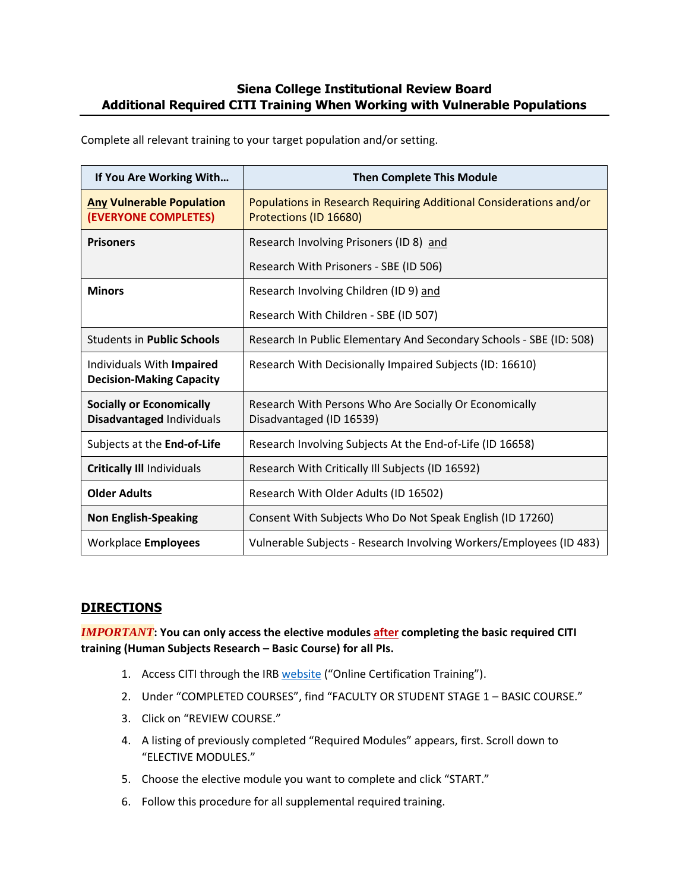**Siena College Institutional Review Board**
**Additional Required CITI Training When Working with Vulnerable Populations**

Complete all relevant training to your target population and/or setting.

| If You Are Working With… | Then Complete This Module |
|---|---|
| **Any Vulnerable Population (EVERYONE COMPLETES)** | Populations in Research Requiring Additional Considerations and/or Protections (ID 16680) |
| **Prisoners** | Research Involving Prisoners (ID 8) and<br><br>Research With Prisoners - SBE (ID 506) |
| **Minors** | Research Involving Children (ID 9) and<br><br>Research With Children - SBE (ID 507) |
| Students in **Public Schools** | Research In Public Elementary And Secondary Schools - SBE (ID: 508) |
| Individuals With **Impaired Decision-Making Capacity** | Research With Decisionally Impaired Subjects (ID: 16610) |
| **Socially or Economically Disadvantaged** Individuals | Research With Persons Who Are Socially Or Economically Disadvantaged (ID 16539) |
| Subjects at the **End-of-Life** | Research Involving Subjects At the End-of-Life (ID 16658) |
| **Critically Ill** Individuals | Research With Critically Ill Subjects (ID 16592) |
| **Older Adults** | Research With Older Adults (ID 16502) |
| **Non English-Speaking** | Consent With Subjects Who Do Not Speak English (ID 17260) |
| Workplace **Employees** | Vulnerable Subjects - Research Involving Workers/Employees (ID 483) |

## DIRECTIONS

***IMPORTANT*: You can only access the elective modules after completing the basic required CITI training (Human Subjects Research – Basic Course) for all PIs.**

1. Access CITI through the IRB website ("Online Certification Training").
2. Under "COMPLETED COURSES", find "FACULTY OR STUDENT STAGE 1 – BASIC COURSE."
3. Click on "REVIEW COURSE."
4. A listing of previously completed "Required Modules" appears, first. Scroll down to "ELECTIVE MODULES."
5. Choose the elective module you want to complete and click "START."
6. Follow this procedure for all supplemental required training.